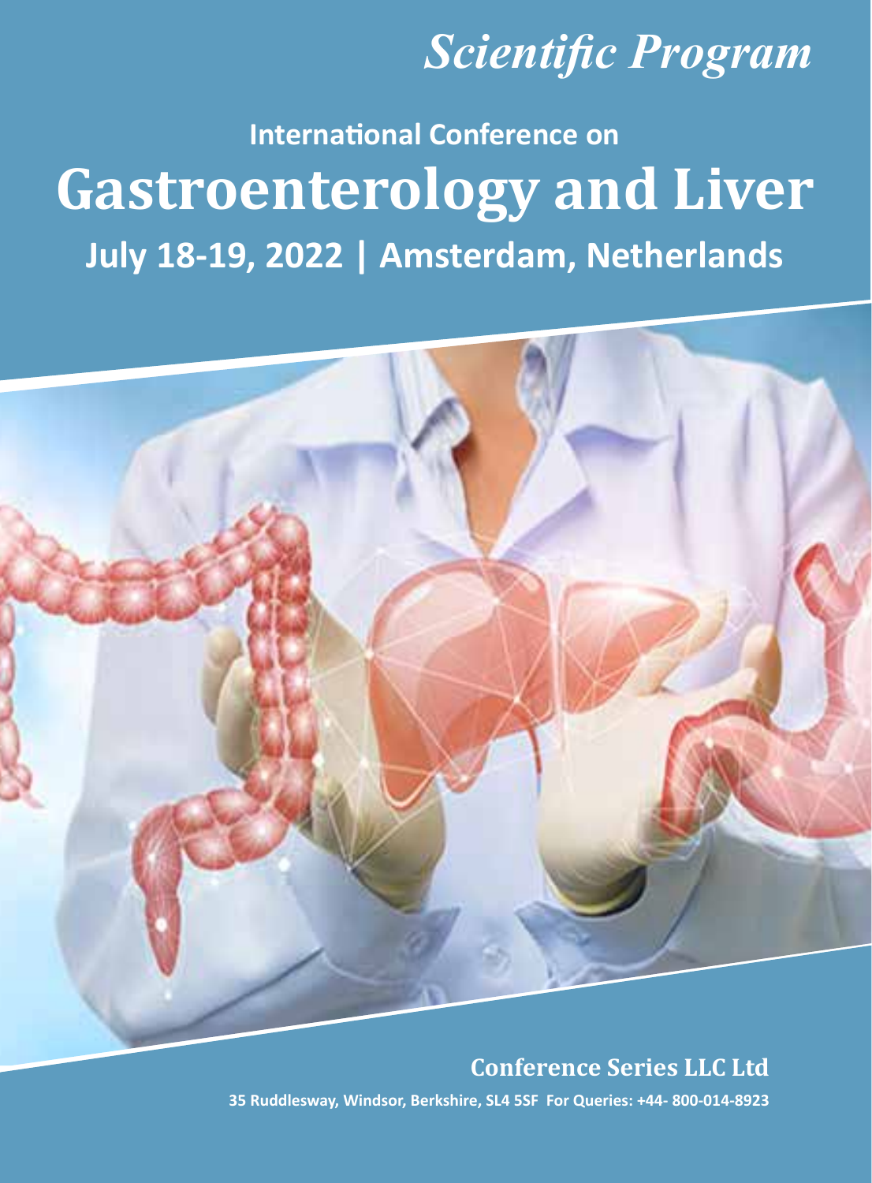*Scientific Program*

**International Conference on**

# Gastroenterology and Liver

## July 18-19, 2022 | Amsterdam, Netherlands

**Conference Series LLC Ltd**

**35 Ruddlesway, Windsor, Berkshire, SL4 5SF For Queries: +44- 800-014-8923**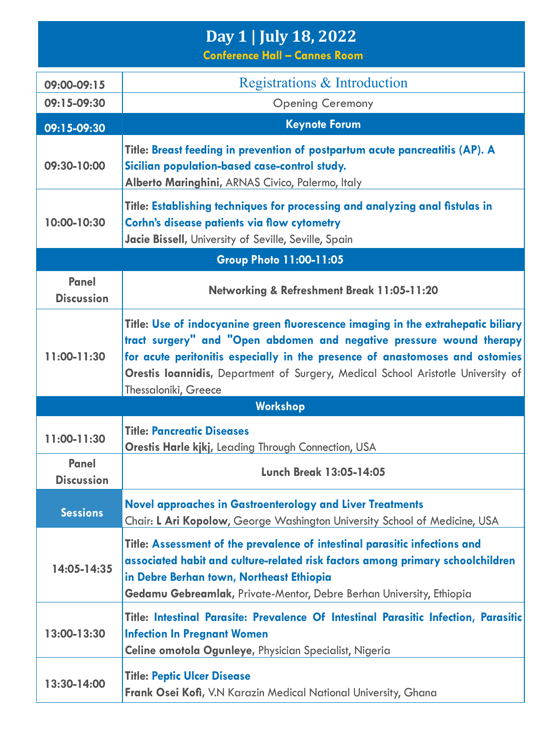# Day 1 | July 18, 2022

**Conference Hall – Cannes Room**

| | |
|---|---|
| **09:00-09:15** | Registrations & Introduction |
| **09:15-09:30** | Opening Ceremony |
| **09:15-09:30** | **Keynote Forum** |
| **09:30-10:00** | **Title: Breast feeding in prevention of postpartum acute pancreatitis (AP). A Sicilian population-based case-control study.** **Alberto Maringhini**, ARNAS Civico, Palermo, Italy |
| **10:00-10:30** | **Title: Establishing techniques for processing and analyzing anal fistulas in Corhn's disease patients via flow cytometry** **Jacie Bissell**, University of Seville, Seville, Spain |
| | **Group Photo 11:00-11:05** |
| **Panel Discussion** | **Networking & Refreshment Break 11:05-11:20** |
| **11:00-11:30** | **Title: Use of indocyanine green fluorescence imaging in the extrahepatic biliary tract surgery" and "Open abdomen and negative pressure wound therapy for acute peritonitis especially in the presence of anastomoses and ostomies** **Orestis Ioannidis**, Department of Surgery, Medical School Aristotle University of Thessaloniki, Greece |
| | **Workshop** |
| **11:00-11:30** | **Title: Pancreatic Diseases** **Orestis Harle kjkj**, Leading Through Connection, USA |
| **Panel Discussion** | **Lunch Break 13:05-14:05** |
| **Sessions** | **Novel approaches in Gastroenterology and Liver Treatments** Chair: **L Ari Kopolow**, George Washington University School of Medicine, USA |
| **14:05-14:35** | **Title: Assessment of the prevalence of intestinal parasitic infections and associated habit and culture-related risk factors among primary schoolchildren in Debre Berhan town, Northeast Ethiopia** **Gedamu Gebreamlak**, Private-Mentor, Debre Berhan University, Ethiopia |
| **13:00-13:30** | **Title: Intestinal Parasite: Prevalence Of Intestinal Parasitic Infection, Parasitic Infection In Pregnant Women** **Celine omotola Ogunleye**, Physician Specialist, Nigeria |
| **13:30-14:00** | **Title: Peptic Ulcer Disease** **Frank Osei Kofi**, V.N Karazin Medical National University, Ghana |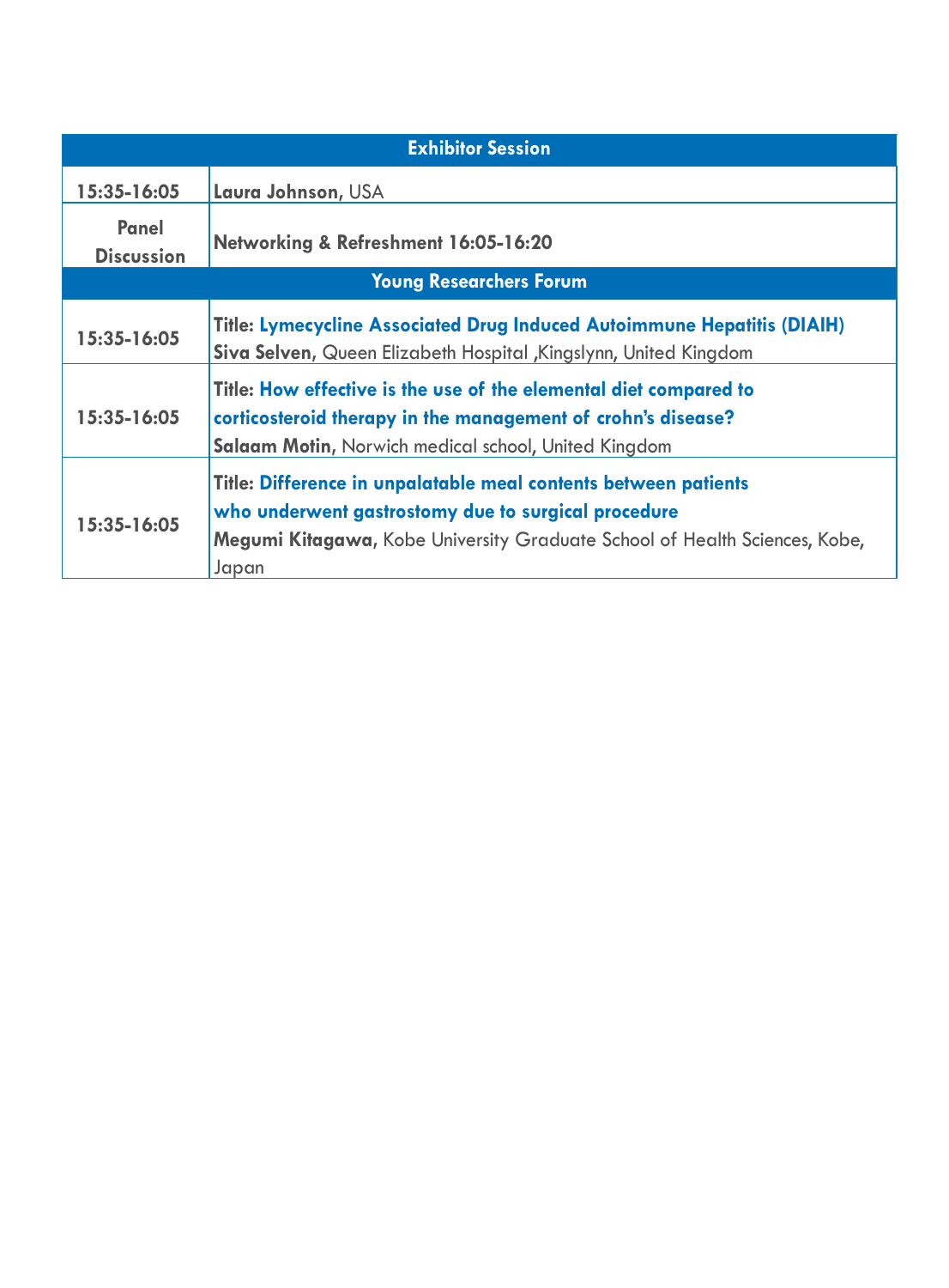| **Exhibitor Session** | |
|---|---|
| **15:35-16:05** | **Laura Johnson**, USA |
| **Panel Discussion** | **Networking & Refreshment 16:05-16:20** |
| **Young Researchers Forum** | |
| **15:35-16:05** | **Title: Lymecycline Associated Drug Induced Autoimmune Hepatitis (DIAIH)**<br>**Siva Selven**, Queen Elizabeth Hospital ,Kingslynn, United Kingdom |
| **15:35-16:05** | **Title: How effective is the use of the elemental diet compared to corticosteroid therapy in the management of crohn's disease?**<br>**Salaam Motin**, Norwich medical school, United Kingdom |
| **15:35-16:05** | **Title: Difference in unpalatable meal contents between patients who underwent gastrostomy due to surgical procedure**<br>**Megumi Kitagawa**, Kobe University Graduate School of Health Sciences, Kobe, Japan |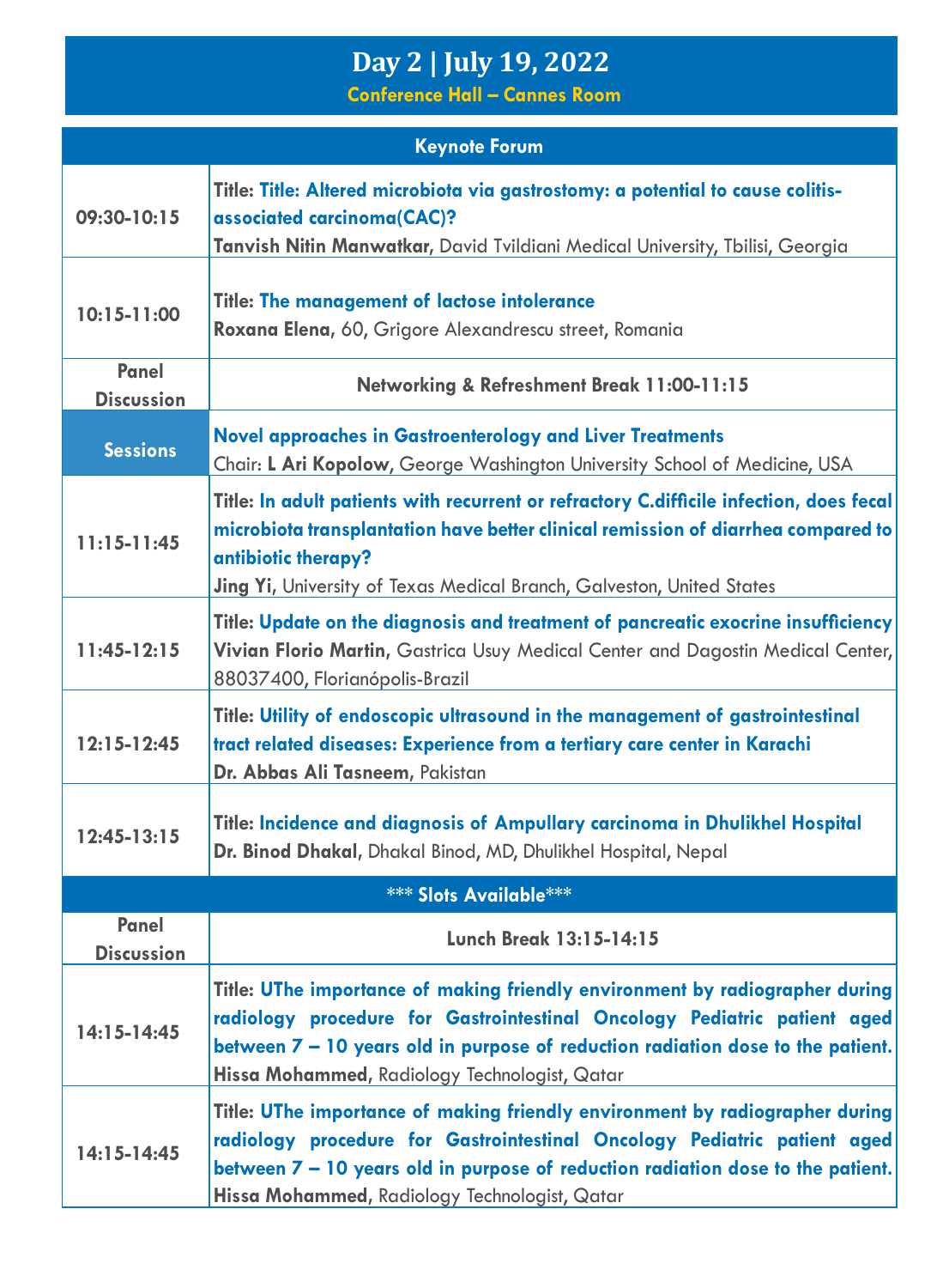# Day 2 | July 19, 2022

**Conference Hall – Cannes Room**

| Keynote Forum | |
|---|---|
| 09:30-10:15 | **Title: Title: Altered microbiota via gastrostomy: a potential to cause colitis-associated carcinoma(CAC)?**<br>**Tanvish Nitin Manwatkar**, David Tvildiani Medical University, Tbilisi, Georgia |
| 10:15-11:00 | **Title: The management of lactose intolerance**<br>**Roxana Elena**, 60, Grigore Alexandrescu street, Romania |
| Panel Discussion | **Networking & Refreshment Break 11:00-11:15** |
| **Sessions** | **Novel approaches in Gastroenterology and Liver Treatments**<br>Chair: **L Ari Kopolow**, George Washington University School of Medicine, USA |
| 11:15-11:45 | **Title: In adult patients with recurrent or refractory C.difficile infection, does fecal microbiota transplantation have better clinical remission of diarrhea compared to antibiotic therapy?**<br>**Jing Yi**, University of Texas Medical Branch, Galveston, United States |
| 11:45-12:15 | **Title: Update on the diagnosis and treatment of pancreatic exocrine insufficiency**<br>**Vivian Florio Martin**, Gastrica Usuy Medical Center and Dagostin Medical Center, 88037400, Florianópolis-Brazil |
| 12:15-12:45 | **Title: Utility of endoscopic ultrasound in the management of gastrointestinal tract related diseases: Experience from a tertiary care center in Karachi**<br>**Dr. Abbas Ali Tasneem**, Pakistan |
| 12:45-13:15 | **Title: Incidence and diagnosis of Ampullary carcinoma in Dhulikhel Hospital**<br>**Dr. Binod Dhakal**, Dhakal Binod, MD, Dhulikhel Hospital, Nepal |
| *** Slots Available*** | |
| Panel Discussion | **Lunch Break 13:15-14:15** |
| 14:15-14:45 | **Title: UThe importance of making friendly environment by radiographer during radiology procedure for Gastrointestinal Oncology Pediatric patient aged between 7 – 10 years old in purpose of reduction radiation dose to the patient.**<br>**Hissa Mohammed**, Radiology Technologist, Qatar |
| 14:15-14:45 | **Title: UThe importance of making friendly environment by radiographer during radiology procedure for Gastrointestinal Oncology Pediatric patient aged between 7 – 10 years old in purpose of reduction radiation dose to the patient.**<br>**Hissa Mohammed**, Radiology Technologist, Qatar |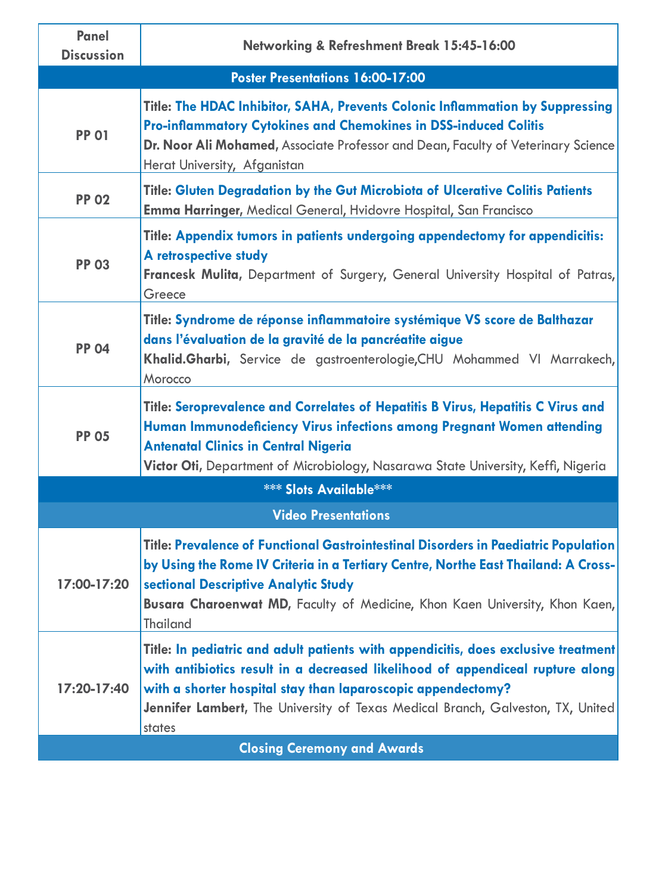| Panel Discussion | Networking & Refreshment Break 15:45-16:00 |
| --- | --- |
| **Poster Presentations 16:00-17:00** | |
| PP 01 | **Title: The HDAC Inhibitor, SAHA, Prevents Colonic Inflammation by Suppressing Pro-inflammatory Cytokines and Chemokines in DSS-induced Colitis** **Dr. Noor Ali Mohamed,** Associate Professor and Dean, Faculty of Veterinary Science Herat University, Afganistan |
| PP 02 | **Title: Gluten Degradation by the Gut Microbiota of Ulcerative Colitis Patients** **Emma Harringer**, Medical General, Hvidovre Hospital, San Francisco |
| PP 03 | **Title: Appendix tumors in patients undergoing appendectomy for appendicitis: A retrospective study** **Francesk Mulita**, Department of Surgery, General University Hospital of Patras, Greece |
| PP 04 | **Title: Syndrome de réponse inflammatoire systémique VS score de Balthazar dans l'évaluation de la gravité de la pancréatite aigue** **Khalid.Gharbi**, Service de gastroenterologie,CHU Mohammed VI Marrakech, Morocco |
| PP 05 | **Title: Seroprevalence and Correlates of Hepatitis B Virus, Hepatitis C Virus and Human Immunodeficiency Virus infections among Pregnant Women attending Antenatal Clinics in Central Nigeria** **Victor Oti**, Department of Microbiology, Nasarawa State University, Keffi, Nigeria |
| **\*\*\* Slots Available\*\*\*** | |
| **Video Presentations** | |
| 17:00-17:20 | **Title: Prevalence of Functional Gastrointestinal Disorders in Paediatric Population by Using the Rome IV Criteria in a Tertiary Centre, Northe East Thailand: A Cross-sectional Descriptive Analytic Study** **Busara Charoenwat MD**, Faculty of Medicine, Khon Kaen University, Khon Kaen, Thailand |
| 17:20-17:40 | **Title: In pediatric and adult patients with appendicitis, does exclusive treatment with antibiotics result in a decreased likelihood of appendiceal rupture along with a shorter hospital stay than laparoscopic appendectomy?** **Jennifer Lambert**, The University of Texas Medical Branch, Galveston, TX, United states |
| **Closing Ceremony and Awards** | |